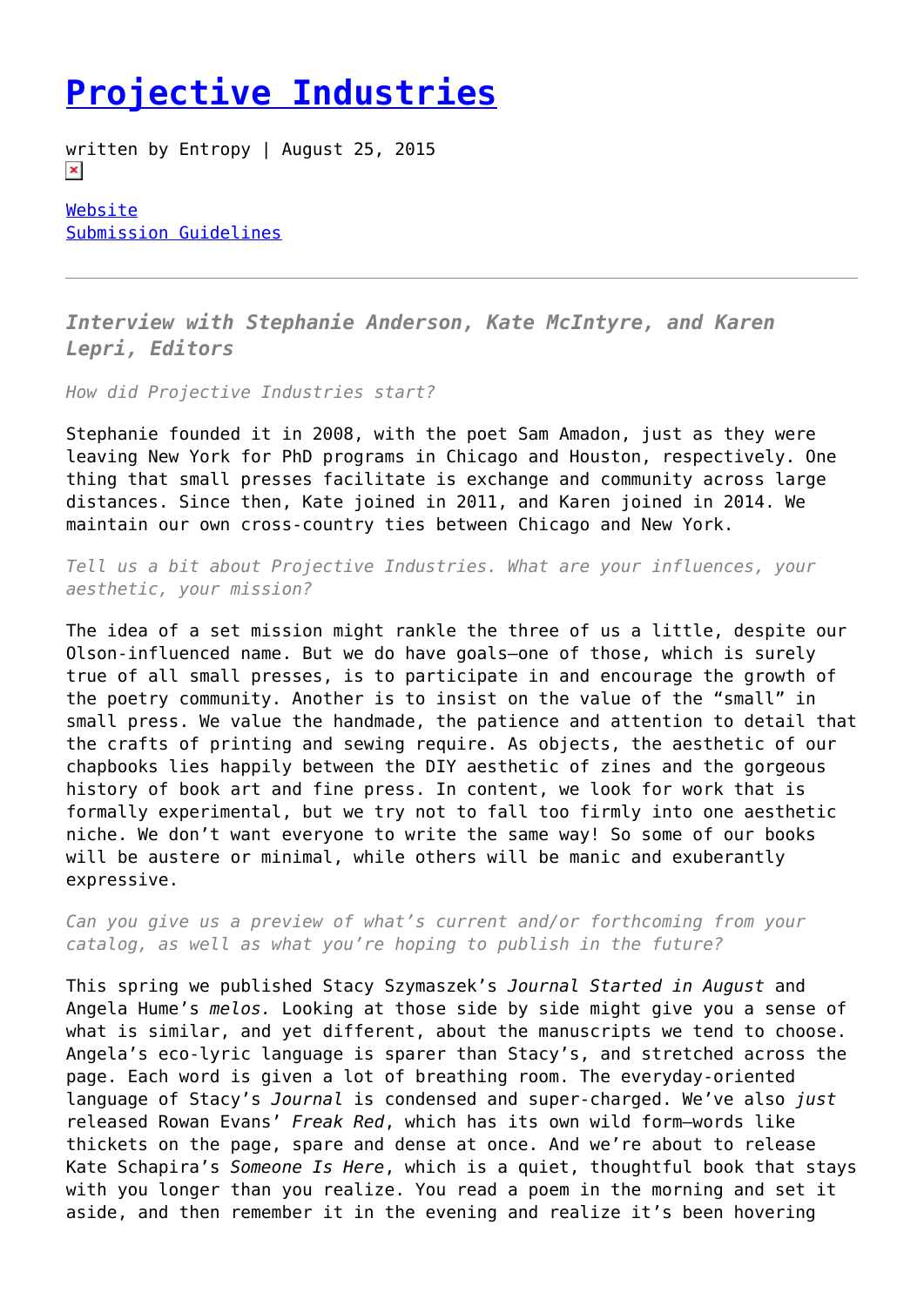# Projective Industries

written by Entropy | August 25, 2015

Website
Submission Guidelines

---

***Interview with Stephanie Anderson, Kate McIntyre, and Karen Lepri, Editors***

*How did Projective Industries start?*

Stephanie founded it in 2008, with the poet Sam Amadon, just as they were leaving New York for PhD programs in Chicago and Houston, respectively. One thing that small presses facilitate is exchange and community across large distances. Since then, Kate joined in 2011, and Karen joined in 2014. We maintain our own cross-country ties between Chicago and New York.

*Tell us a bit about Projective Industries. What are your influences, your aesthetic, your mission?*

The idea of a set mission might rankle the three of us a little, despite our Olson-influenced name. But we do have goals—one of those, which is surely true of all small presses, is to participate in and encourage the growth of the poetry community. Another is to insist on the value of the "small" in small press. We value the handmade, the patience and attention to detail that the crafts of printing and sewing require. As objects, the aesthetic of our chapbooks lies happily between the DIY aesthetic of zines and the gorgeous history of book art and fine press. In content, we look for work that is formally experimental, but we try not to fall too firmly into one aesthetic niche. We don't want everyone to write the same way! So some of our books will be austere or minimal, while others will be manic and exuberantly expressive.

*Can you give us a preview of what's current and/or forthcoming from your catalog, as well as what you're hoping to publish in the future?*

This spring we published Stacy Szymaszek's *Journal Started in August* and Angela Hume's *melos.* Looking at those side by side might give you a sense of what is similar, and yet different, about the manuscripts we tend to choose. Angela's eco-lyric language is sparer than Stacy's, and stretched across the page. Each word is given a lot of breathing room. The everyday-oriented language of Stacy's *Journal* is condensed and super-charged. We've also *just* released Rowan Evans' *Freak Red*, which has its own wild form—words like thickets on the page, spare and dense at once. And we're about to release Kate Schapira's *Someone Is Here*, which is a quiet, thoughtful book that stays with you longer than you realize. You read a poem in the morning and set it aside, and then remember it in the evening and realize it's been hovering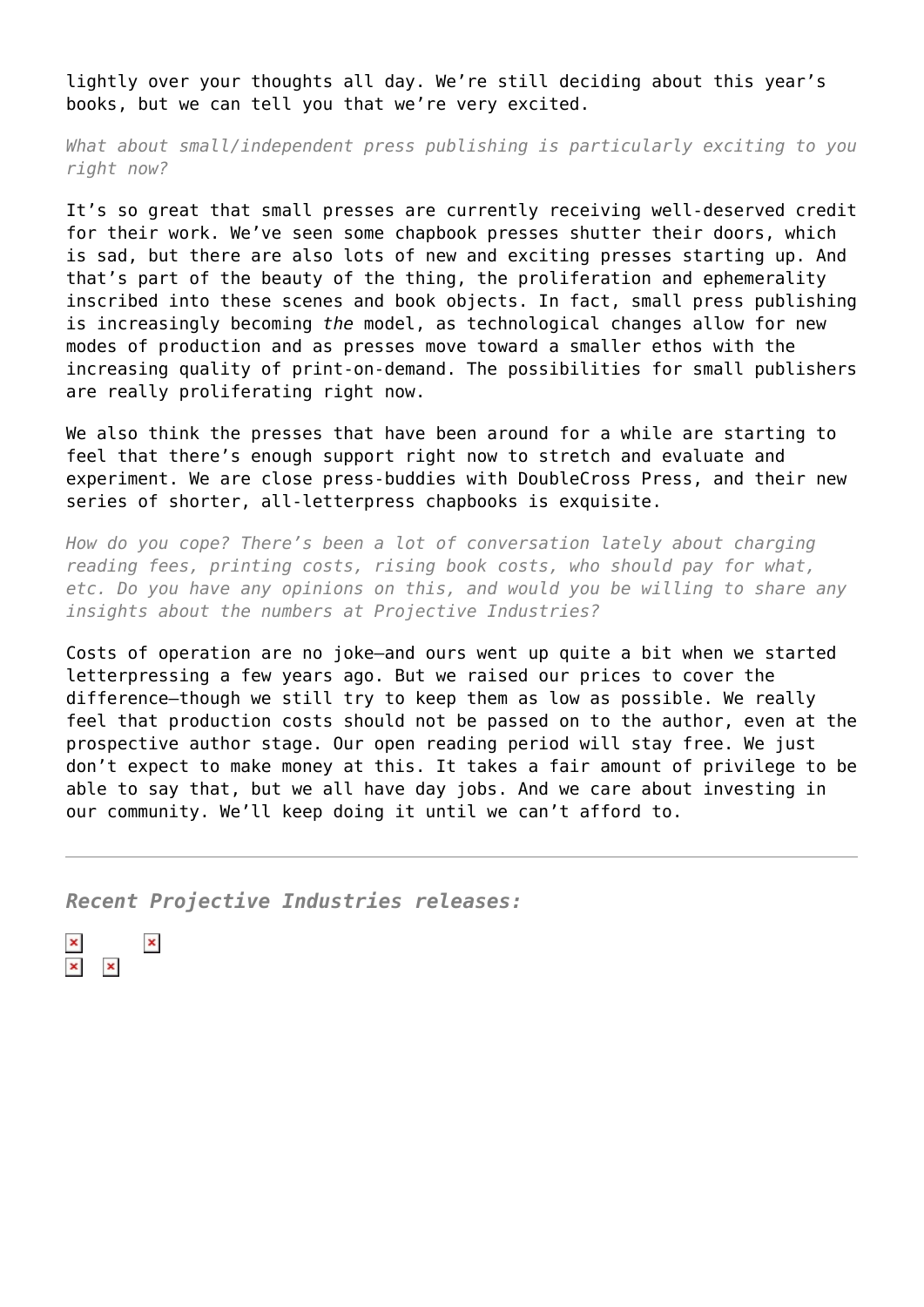lightly over your thoughts all day. We're still deciding about this year's books, but we can tell you that we're very excited.

*What about small/independent press publishing is particularly exciting to you right now?*

It's so great that small presses are currently receiving well-deserved credit for their work. We've seen some chapbook presses shutter their doors, which is sad, but there are also lots of new and exciting presses starting up. And that's part of the beauty of the thing, the proliferation and ephemerality inscribed into these scenes and book objects. In fact, small press publishing is increasingly becoming *the* model, as technological changes allow for new modes of production and as presses move toward a smaller ethos with the increasing quality of print-on-demand. The possibilities for small publishers are really proliferating right now.

We also think the presses that have been around for a while are starting to feel that there's enough support right now to stretch and evaluate and experiment. We are close press-buddies with DoubleCross Press, and their new series of shorter, all-letterpress chapbooks is exquisite.

*How do you cope? There's been a lot of conversation lately about charging reading fees, printing costs, rising book costs, who should pay for what, etc. Do you have any opinions on this, and would you be willing to share any insights about the numbers at Projective Industries?*

Costs of operation are no joke—and ours went up quite a bit when we started letterpressing a few years ago. But we raised our prices to cover the difference—though we still try to keep them as low as possible. We really feel that production costs should not be passed on to the author, even at the prospective author stage. Our open reading period will stay free. We just don't expect to make money at this. It takes a fair amount of privilege to be able to say that, but we all have day jobs. And we care about investing in our community. We'll keep doing it until we can't afford to.

---

***Recent Projective Industries releases:***